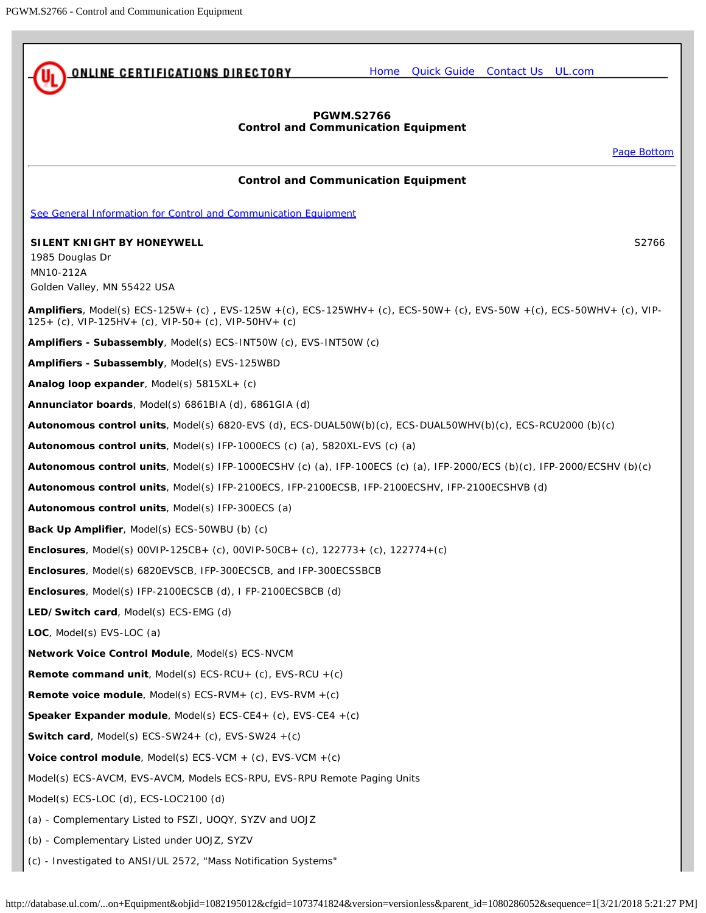ONLINE CERTIFICATIONS DIRECTORY

Home Quick Guide Contact Us UL.com

## PGWM.S2766
## Control and Communication Equipment

Page Bottom

---

### Control and Communication Equipment

See General Information for Control and Communication Equipment

**SILENT KNIGHT BY HONEYWELL** S2766
1985 Douglas Dr
MN10-212A
Golden Valley, MN 55422 USA

**Amplifiers**, Model(s) ECS-125W+ (c) , EVS-125W +(c), ECS-125WHV+ (c), ECS-50W+ (c), EVS-50W +(c), ECS-50WHV+ (c), VIP-125+ (c), VIP-125HV+ (c), VIP-50+ (c), VIP-50HV+ (c)

**Amplifiers - Subassembly**, Model(s) ECS-INT50W (c), EVS-INT50W (c)

**Amplifiers - Subassembly**, Model(s) EVS-125WBD

**Analog loop expander**, Model(s) 5815XL+ (c)

**Annunciator boards**, Model(s) 6861BIA (d), 6861GIA (d)

**Autonomous control units**, Model(s) 6820-EVS (d), ECS-DUAL50W(b)(c), ECS-DUAL50WHV(b)(c), ECS-RCU2000 (b)(c)

**Autonomous control units**, Model(s) IFP-1000ECS (c) (a), 5820XL-EVS (c) (a)

**Autonomous control units**, Model(s) IFP-1000ECSHV (c) (a), IFP-100ECS (c) (a), IFP-2000/ECS (b)(c), IFP-2000/ECSHV (b)(c)

**Autonomous control units**, Model(s) IFP-2100ECS, IFP-2100ECSB, IFP-2100ECSHV, IFP-2100ECSHVB (d)

**Autonomous control units**, Model(s) IFP-300ECS (a)

**Back Up Amplifier**, Model(s) ECS-50WBU (b) (c)

**Enclosures**, Model(s) 00VIP-125CB+ (c), 00VIP-50CB+ (c), 122773+ (c), 122774+(c)

**Enclosures**, Model(s) 6820EVSCB, IFP-300ECSCB, and IFP-300ECSSBCB

**Enclosures**, Model(s) IFP-2100ECSCB (d), I FP-2100ECSBCB (d)

**LED/Switch card**, Model(s) ECS-EMG (d)

**LOC**, Model(s) EVS-LOC (a)

**Network Voice Control Module**, Model(s) ECS-NVCM

**Remote command unit**, Model(s) ECS-RCU+ (c), EVS-RCU +(c)

**Remote voice module**, Model(s) ECS-RVM+ (c), EVS-RVM +(c)

**Speaker Expander module**, Model(s) ECS-CE4+ (c), EVS-CE4 +(c)

**Switch card**, Model(s) ECS-SW24+ (c), EVS-SW24 +(c)

**Voice control module**, Model(s) ECS-VCM + (c), EVS-VCM +(c)

Model(s) ECS-AVCM, EVS-AVCM, Models ECS-RPU, EVS-RPU Remote Paging Units

Model(s) ECS-LOC (d), ECS-LOC2100 (d)

(a) - Complementary Listed to FSZI, UOQY, SYZV and UOJZ

(b) - Complementary Listed under UOJZ, SYZV

(c) - Investigated to ANSI/UL 2572, "Mass Notification Systems"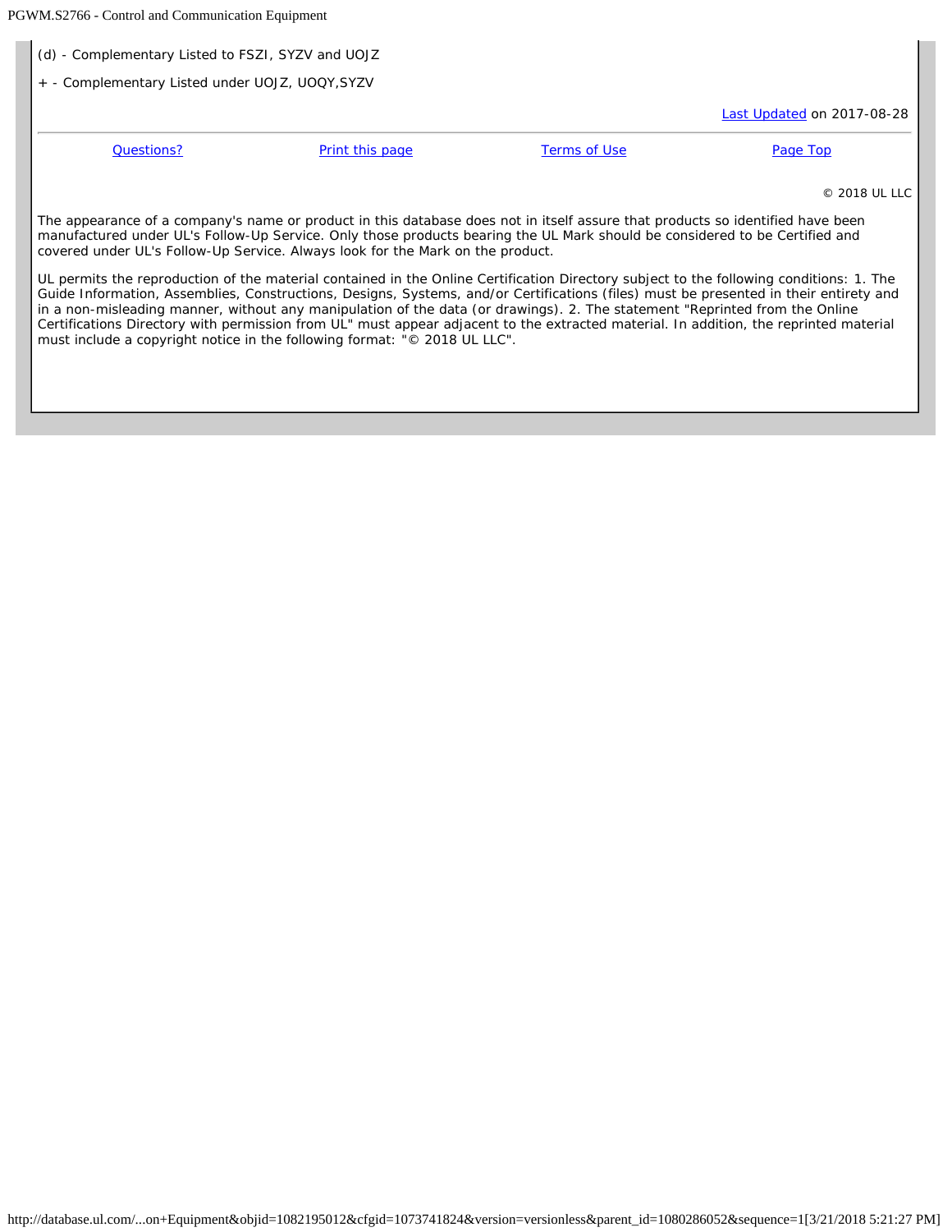(d) - Complementary Listed to FSZI, SYZV and UOJZ

+ - Complementary Listed under UOJZ, UOQY,SYZV

Last Updated on 2017-08-28

Questions? Print this page Terms of Use Page Top

© 2018 UL LLC

The appearance of a company's name or product in this database does not in itself assure that products so identified have been manufactured under UL's Follow-Up Service. Only those products bearing the UL Mark should be considered to be Certified and covered under UL's Follow-Up Service. Always look for the Mark on the product.

UL permits the reproduction of the material contained in the Online Certification Directory subject to the following conditions: 1. The Guide Information, Assemblies, Constructions, Designs, Systems, and/or Certifications (files) must be presented in their entirety and in a non-misleading manner, without any manipulation of the data (or drawings). 2. The statement "Reprinted from the Online Certifications Directory with permission from UL" must appear adjacent to the extracted material. In addition, the reprinted material must include a copyright notice in the following format: "© 2018 UL LLC".